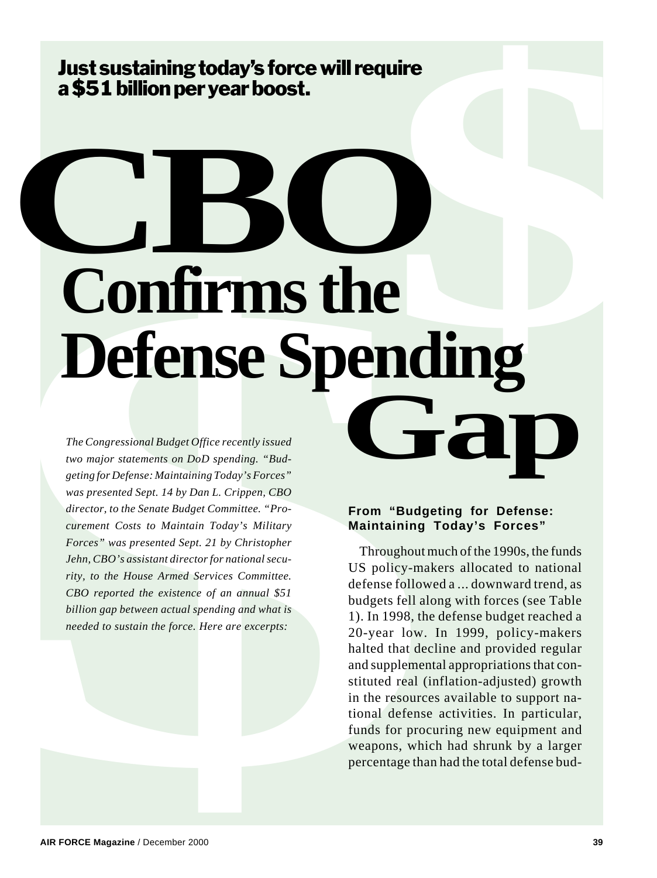**Just sustaining today's force will require a $51 billion per year boost.**

# CBO Confirms the Defense Spending Gap

*The Congressional Budget Office recently issued two major statements on DoD spending. "Budgeting for Defense: Maintaining Today's Forces" was presented Sept. 14 by Dan L. Crippen, CBO director, to the Senate Budget Committee. "Procurement Costs to Maintain Today's Military Forces" was presented Sept. 21 by Christopher Jehn, CBO's assistant director for national security, to the House Armed Services Committee. CBO reported the existence of an annual $51 billion gap between actual spending and what is needed to sustain the force. Here are excerpts:*

### From "Budgeting for Defense: Maintaining Today's Forces"

Throughout much of the 1990s, the funds US policy-makers allocated to national defense followed a ... downward trend, as budgets fell along with forces (see Table 1). In 1998, the defense budget reached a 20-year low. In 1999, policy-makers halted that decline and provided regular and supplemental appropriations that constituted real (inflation-adjusted) growth in the resources available to support national defense activities. In particular, funds for procuring new equipment and weapons, which had shrunk by a larger percentage than had the total defense bud-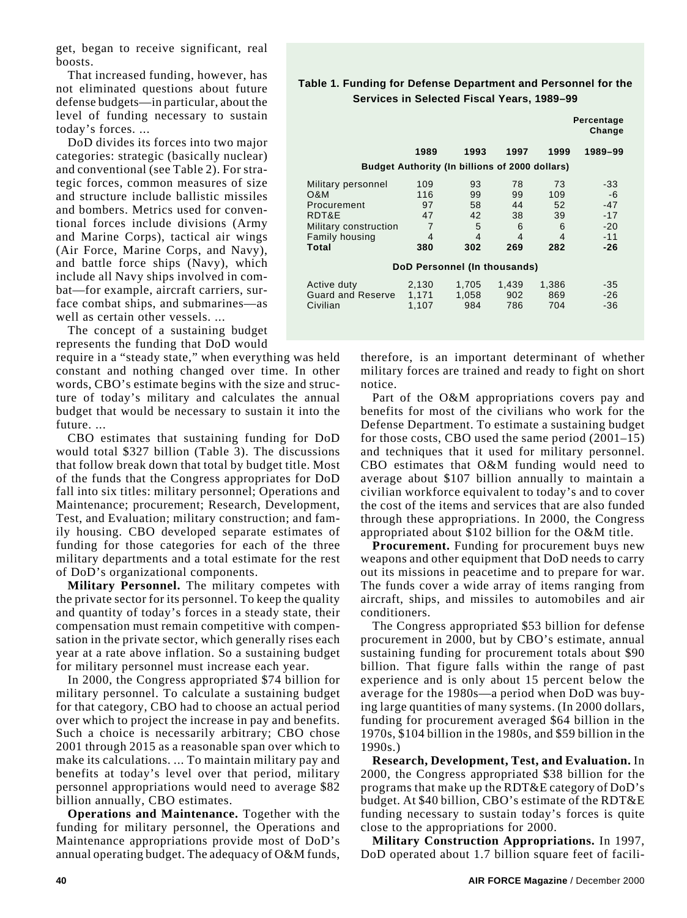get, began to receive significant, real boosts.

That increased funding, however, has not eliminated questions about future defense budgets—in particular, about the level of funding necessary to sustain today's forces. ...

DoD divides its forces into two major categories: strategic (basically nuclear) and conventional (see Table 2). For strategic forces, common measures of size and structure include ballistic missiles and bombers. Metrics used for conventional forces include divisions (Army and Marine Corps), tactical air wings (Air Force, Marine Corps, and Navy), and battle force ships (Navy), which include all Navy ships involved in combat—for example, aircraft carriers, surface combat ships, and submarines—as well as certain other vessels. ...

The concept of a sustaining budget represents the funding that DoD would require in a "steady state," when everything was held constant and nothing changed over time. In other words, CBO's estimate begins with the size and structure of today's military and calculates the annual budget that would be necessary to sustain it into the future. ...

**Table 1. Funding for Defense Department and Personnel for the Services in Selected Fiscal Years, 1989–99**

| | 1989 | 1993 | 1997 | 1999 | Percentage Change 1989–99 |
|---|---|---|---|---|---|
| **Budget Authority (In billions of 2000 dollars)** | | | | | |
| Military personnel | 109 | 93 | 78 | 73 | -33 |
| O&M | 116 | 99 | 99 | 109 | -6 |
| Procurement | 97 | 58 | 44 | 52 | -47 |
| RDT&E | 47 | 42 | 38 | 39 | -17 |
| Military construction | 7 | 5 | 6 | 6 | -20 |
| Family housing | 4 | 4 | 4 | 4 | -11 |
| **Total** | **380** | **302** | **269** | **282** | **-26** |
| **DoD Personnel (In thousands)** | | | | | |
| Active duty | 2,130 | 1,705 | 1,439 | 1,386 | -35 |
| Guard and Reserve | 1,171 | 1,058 | 902 | 869 | -26 |
| Civilian | 1,107 | 984 | 786 | 704 | -36 |

CBO estimates that sustaining funding for DoD would total $327 billion (Table 3). The discussions that follow break down that total by budget title. Most of the funds that the Congress appropriates for DoD fall into six titles: military personnel; Operations and Maintenance; procurement; Research, Development, Test, and Evaluation; military construction; and family housing. CBO developed separate estimates of funding for those categories for each of the three military departments and a total estimate for the rest of DoD's organizational components.

**Military Personnel.** The military competes with the private sector for its personnel. To keep the quality and quantity of today's forces in a steady state, their compensation must remain competitive with compensation in the private sector, which generally rises each year at a rate above inflation. So a sustaining budget for military personnel must increase each year.

In 2000, the Congress appropriated $74 billion for military personnel. To calculate a sustaining budget for that category, CBO had to choose an actual period over which to project the increase in pay and benefits. Such a choice is necessarily arbitrary; CBO chose 2001 through 2015 as a reasonable span over which to make its calculations. ... To maintain military pay and benefits at today's level over that period, military personnel appropriations would need to average $82 billion annually, CBO estimates.

**Operations and Maintenance.** Together with the funding for military personnel, the Operations and Maintenance appropriations provide most of DoD's annual operating budget. The adequacy of O&M funds, therefore, is an important determinant of whether military forces are trained and ready to fight on short notice.

Part of the O&M appropriations covers pay and benefits for most of the civilians who work for the Defense Department. To estimate a sustaining budget for those costs, CBO used the same period (2001–15) and techniques that it used for military personnel. CBO estimates that O&M funding would need to average about $107 billion annually to maintain a civilian workforce equivalent to today's and to cover the cost of the items and services that are also funded through these appropriations. In 2000, the Congress appropriated about $102 billion for the O&M title.

**Procurement.** Funding for procurement buys new weapons and other equipment that DoD needs to carry out its missions in peacetime and to prepare for war. The funds cover a wide array of items ranging from aircraft, ships, and missiles to automobiles and air conditioners.

The Congress appropriated $53 billion for defense procurement in 2000, but by CBO's estimate, annual sustaining funding for procurement totals about $90 billion. That figure falls within the range of past experience and is only about 15 percent below the average for the 1980s—a period when DoD was buying large quantities of many systems. (In 2000 dollars, funding for procurement averaged $64 billion in the 1970s, $104 billion in the 1980s, and $59 billion in the 1990s.)

**Research, Development, Test, and Evaluation.** In 2000, the Congress appropriated $38 billion for the programs that make up the RDT&E category of DoD's budget. At $40 billion, CBO's estimate of the RDT&E funding necessary to sustain today's forces is quite close to the appropriations for 2000.

**Military Construction Appropriations.** In 1997, DoD operated about 1.7 billion square feet of facili-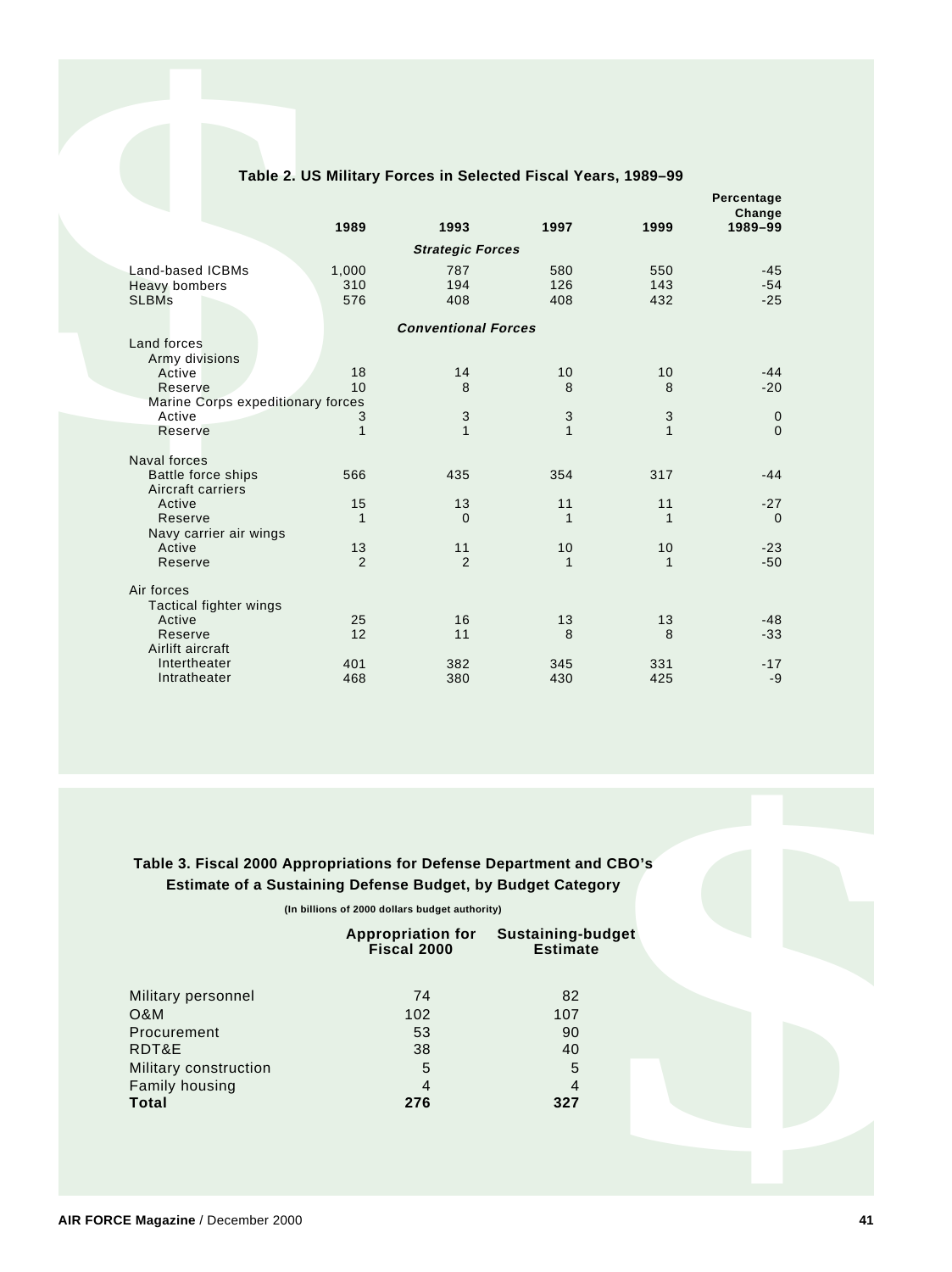**Table 2. US Military Forces in Selected Fiscal Years, 1989–99**

| | 1989 | 1993 | 1997 | 1999 | Percentage Change 1989–99 |
|---|---|---|---|---|---|
| | | ***Strategic Forces*** | | | |
| Land-based ICBMs | 1,000 | 787 | 580 | 550 | -45 |
| Heavy bombers | 310 | 194 | 126 | 143 | -54 |
| SLBMs | 576 | 408 | 408 | 432 | -25 |
| | | ***Conventional Forces*** | | | |
| Land forces | | | | | |
| Army divisions | | | | | |
| Active | 18 | 14 | 10 | 10 | -44 |
| Reserve | 10 | 8 | 8 | 8 | -20 |
| Marine Corps expeditionary forces | | | | | |
| Active | 3 | 3 | 3 | 3 | 0 |
| Reserve | 1 | 1 | 1 | 1 | 0 |
| Naval forces | | | | | |
| Battle force ships | 566 | 435 | 354 | 317 | -44 |
| Aircraft carriers | | | | | |
| Active | 15 | 13 | 11 | 11 | -27 |
| Reserve | 1 | 0 | 1 | 1 | 0 |
| Navy carrier air wings | | | | | |
| Active | 13 | 11 | 10 | 10 | -23 |
| Reserve | 2 | 2 | 1 | 1 | -50 |
| Air forces | | | | | |
| Tactical fighter wings | | | | | |
| Active | 25 | 16 | 13 | 13 | -48 |
| Reserve | 12 | 11 | 8 | 8 | -33 |
| Airlift aircraft | | | | | |
| Intertheater | 401 | 382 | 345 | 331 | -17 |
| Intratheater | 468 | 380 | 430 | 425 | -9 |

**Table 3. Fiscal 2000 Appropriations for Defense Department and CBO's Estimate of a Sustaining Defense Budget, by Budget Category**

(In billions of 2000 dollars budget authority)

| | Appropriation for Fiscal 2000 | Sustaining-budget Estimate |
|---|---|---|
| Military personnel | 74 | 82 |
| O&M | 102 | 107 |
| Procurement | 53 | 90 |
| RDT&E | 38 | 40 |
| Military construction | 5 | 5 |
| Family housing | 4 | 4 |
| **Total** | **276** | **327** |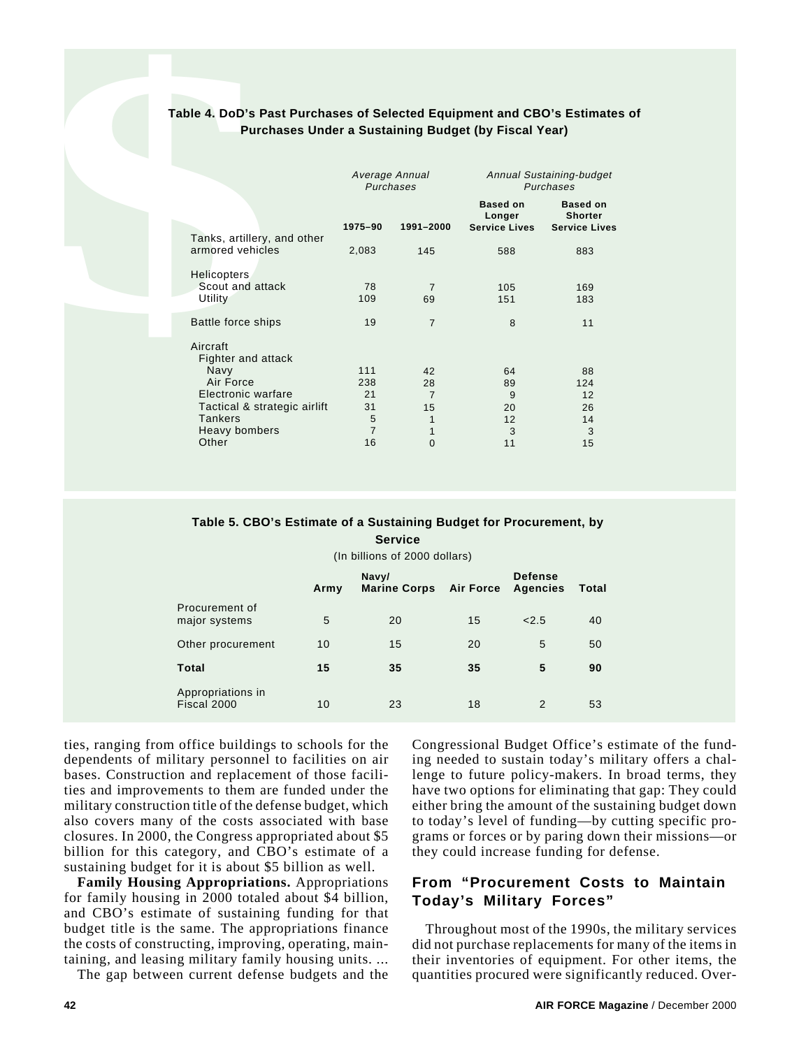**Table 4. DoD's Past Purchases of Selected Equipment and CBO's Estimates of Purchases Under a Sustaining Budget (by Fiscal Year)**

| | *Average Annual Purchases* | | *Annual Sustaining-budget Purchases* | |
|---|---|---|---|---|
| | **1975–90** | **1991–2000** | **Based on Longer Service Lives** | **Based on Shorter Service Lives** |
| Tanks, artillery, and other armored vehicles | 2,083 | 145 | 588 | 883 |
| Helicopters | | | | |
| Scout and attack | 78 | 7 | 105 | 169 |
| Utility | 109 | 69 | 151 | 183 |
| Battle force ships | 19 | 7 | 8 | 11 |
| Aircraft | | | | |
| Fighter and attack | | | | |
| Navy | 111 | 42 | 64 | 88 |
| Air Force | 238 | 28 | 89 | 124 |
| Electronic warfare | 21 | 7 | 9 | 12 |
| Tactical & strategic airlift | 31 | 15 | 20 | 26 |
| Tankers | 5 | 1 | 12 | 14 |
| Heavy bombers | 7 | 1 | 3 | 3 |
| Other | 16 | 0 | 11 | 15 |

**Table 5. CBO's Estimate of a Sustaining Budget for Procurement, by Service**

(In billions of 2000 dollars)

| | **Army** | **Navy/ Marine Corps** | **Air Force** | **Defense Agencies** | **Total** |
|---|---|---|---|---|---|
| Procurement of major systems | 5 | 20 | 15 | <2.5 | 40 |
| Other procurement | 10 | 15 | 20 | 5 | 50 |
| **Total** | **15** | **35** | **35** | **5** | **90** |
| Appropriations in Fiscal 2000 | 10 | 23 | 18 | 2 | 53 |

ties, ranging from office buildings to schools for the dependents of military personnel to facilities on air bases. Construction and replacement of those facilities and improvements to them are funded under the military construction title of the defense budget, which also covers many of the costs associated with base closures. In 2000, the Congress appropriated about $5 billion for this category, and CBO's estimate of a sustaining budget for it is about $5 billion as well.

**Family Housing Appropriations.** Appropriations for family housing in 2000 totaled about $4 billion, and CBO's estimate of sustaining funding for that budget title is the same. The appropriations finance the costs of constructing, improving, operating, maintaining, and leasing military family housing units. ...

The gap between current defense budgets and the Congressional Budget Office's estimate of the funding needed to sustain today's military offers a challenge to future policy-makers. In broad terms, they have two options for eliminating that gap: They could either bring the amount of the sustaining budget down to today's level of funding—by cutting specific programs or forces or by paring down their missions—or they could increase funding for defense.

## From "Procurement Costs to Maintain Today's Military Forces"

Throughout most of the 1990s, the military services did not purchase replacements for many of the items in their inventories of equipment. For other items, the quantities procured were significantly reduced. Over-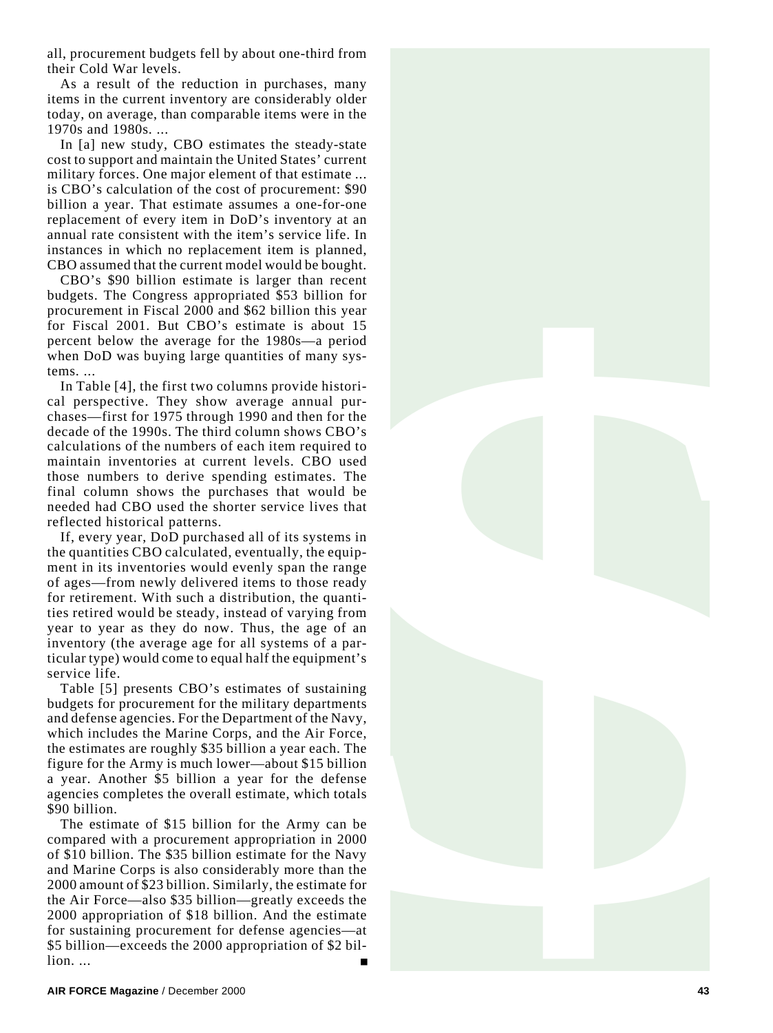all, procurement budgets fell by about one-third from their Cold War levels.

As a result of the reduction in purchases, many items in the current inventory are considerably older today, on average, than comparable items were in the 1970s and 1980s. ...

In [a] new study, CBO estimates the steady-state cost to support and maintain the United States' current military forces. One major element of that estimate ... is CBO's calculation of the cost of procurement: $90 billion a year. That estimate assumes a one-for-one replacement of every item in DoD's inventory at an annual rate consistent with the item's service life. In instances in which no replacement item is planned, CBO assumed that the current model would be bought.

CBO's $90 billion estimate is larger than recent budgets. The Congress appropriated $53 billion for procurement in Fiscal 2000 and $62 billion this year for Fiscal 2001. But CBO's estimate is about 15 percent below the average for the 1980s—a period when DoD was buying large quantities of many systems. ...

In Table [4], the first two columns provide historical perspective. They show average annual purchases—first for 1975 through 1990 and then for the decade of the 1990s. The third column shows CBO's calculations of the numbers of each item required to maintain inventories at current levels. CBO used those numbers to derive spending estimates. The final column shows the purchases that would be needed had CBO used the shorter service lives that reflected historical patterns.

If, every year, DoD purchased all of its systems in the quantities CBO calculated, eventually, the equipment in its inventories would evenly span the range of ages—from newly delivered items to those ready for retirement. With such a distribution, the quantities retired would be steady, instead of varying from year to year as they do now. Thus, the age of an inventory (the average age for all systems of a particular type) would come to equal half the equipment's service life.

Table [5] presents CBO's estimates of sustaining budgets for procurement for the military departments and defense agencies. For the Department of the Navy, which includes the Marine Corps, and the Air Force, the estimates are roughly $35 billion a year each. The figure for the Army is much lower—about $15 billion a year. Another $5 billion a year for the defense agencies completes the overall estimate, which totals $90 billion.

The estimate of $15 billion for the Army can be compared with a procurement appropriation in 2000 of $10 billion. The $35 billion estimate for the Navy and Marine Corps is also considerably more than the 2000 amount of $23 billion. Similarly, the estimate for the Air Force—also $35 billion—greatly exceeds the 2000 appropriation of $18 billion. And the estimate for sustaining procurement for defense agencies—at $5 billion—exceeds the 2000 appropriation of $2 billion. ... ■